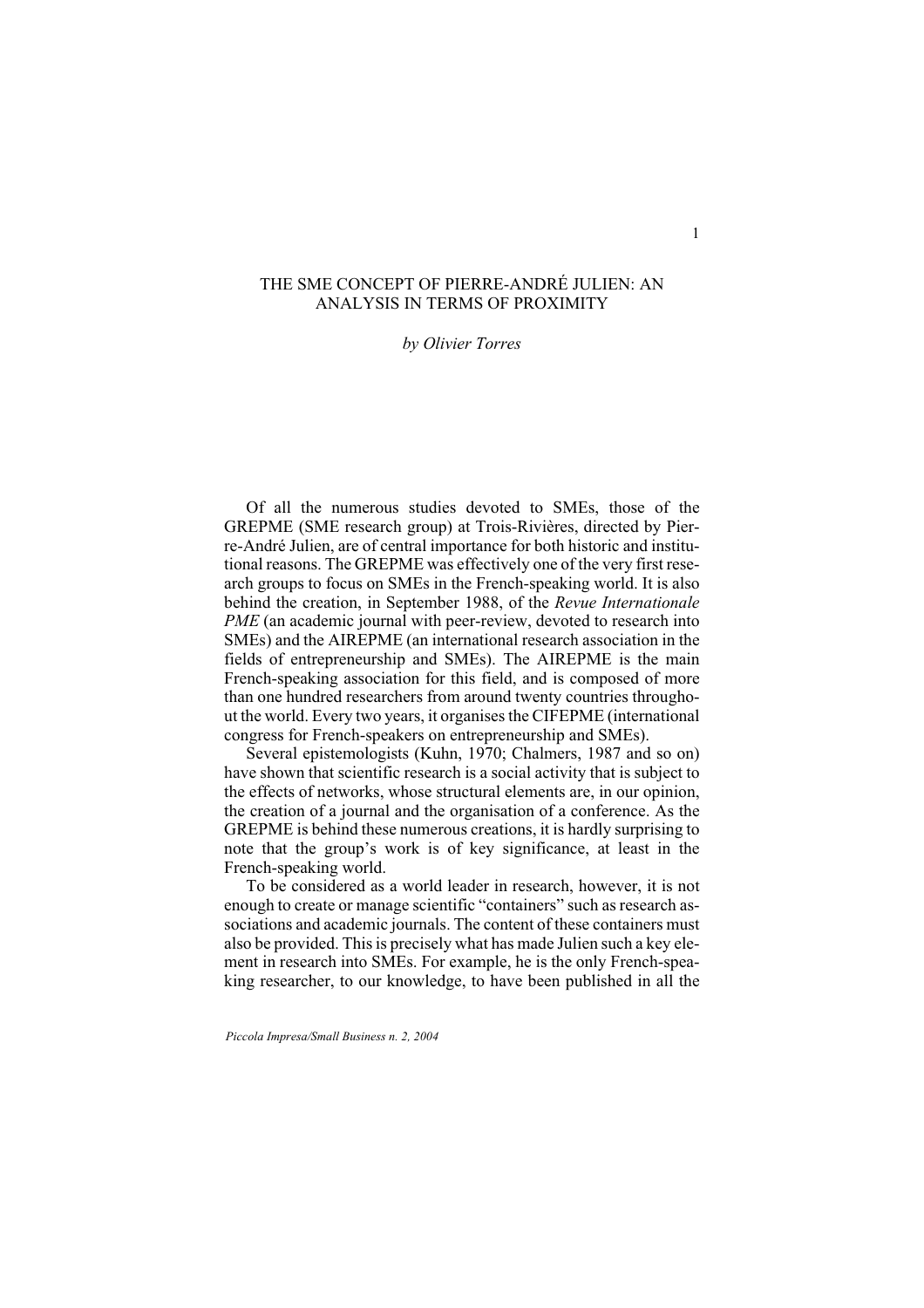# THE SME CONCEPT OF PIERRE-ANDRÉ JULIEN: AN ANALYSIS IN TERMS OF PROXIMITY

*by Olivier Torres*

Of all the numerous studies devoted to SMEs, those of the GREPME (SME research group) at Trois-Rivières, directed by Pierre-André Julien, are of central importance for both historic and institutional reasons. The GREPME was effectively one of the very first research groups to focus on SMEs in the French-speaking world. It is also behind the creation, in September 1988, of the *Revue Internationale PME* (an academic journal with peer-review, devoted to research into SMEs) and the AIREPME (an international research association in the fields of entrepreneurship and SMEs). The AIREPME is the main French-speaking association for this field, and is composed of more than one hundred researchers from around twenty countries throughout the world. Every two years, it organises the CIFEPME (international congress for French-speakers on entrepreneurship and SMEs).

Several epistemologists (Kuhn, 1970; Chalmers, 1987 and so on) have shown that scientific research is a social activity that is subject to the effects of networks, whose structural elements are, in our opinion, the creation of a journal and the organisation of a conference. As the GREPME is behind these numerous creations, it is hardly surprising to note that the group's work is of key significance, at least in the French-speaking world.

To be considered as a world leader in research, however, it is not enough to create or manage scientific "containers" such as research associations and academic journals. The content of these containers must also be provided. This is precisely what has made Julien such a key element in research into SMEs. For example, he is the only French-speaking researcher, to our knowledge, to have been published in all the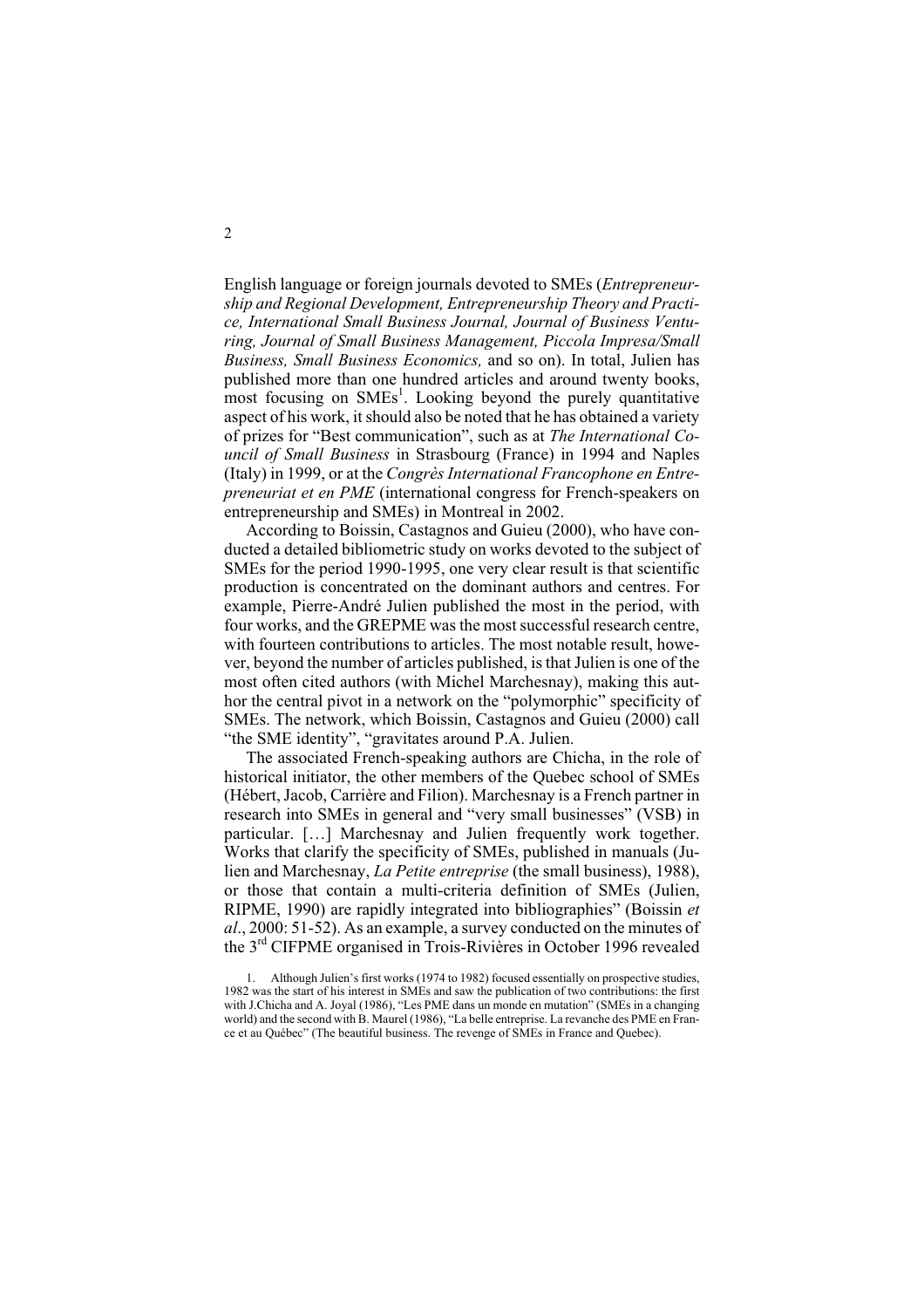English language or foreign journals devoted to SMEs (*Entrepreneurship and Regional Development, Entrepreneurship Theory and Practice, International Small Business Journal, Journal of Business Venturing, Journal of Small Business Management, Piccola Impresa/Small Business, Small Business Economics,* and so on). In total, Julien has published more than one hundred articles and around twenty books, most focusing on SMEs[1]. Looking beyond the purely quantitative aspect of his work, it should also be noted that he has obtained a variety of prizes for "Best communication", such as at *The International Council of Small Business* in Strasbourg (France) in 1994 and Naples (Italy) in 1999, or at the *Congrès International Francophone en Entrepreneuriat et en PME* (international congress for French-speakers on entrepreneurship and SMEs) in Montreal in 2002.

According to Boissin, Castagnos and Guieu (2000), who have conducted a detailed bibliometric study on works devoted to the subject of SMEs for the period 1990-1995, one very clear result is that scientific production is concentrated on the dominant authors and centres. For example, Pierre-André Julien published the most in the period, with four works, and the GREPME was the most successful research centre, with fourteen contributions to articles. The most notable result, however, beyond the number of articles published, is that Julien is one of the most often cited authors (with Michel Marchesnay), making this author the central pivot in a network on the "polymorphic" specificity of SMEs. The network, which Boissin, Castagnos and Guieu (2000) call "the SME identity", "gravitates around P.A. Julien.

The associated French-speaking authors are Chicha, in the role of historical initiator, the other members of the Quebec school of SMEs (Hébert, Jacob, Carrière and Filion). Marchesnay is a French partner in research into SMEs in general and "very small businesses" (VSB) in particular. […] Marchesnay and Julien frequently work together. Works that clarify the specificity of SMEs, published in manuals (Julien and Marchesnay, *La Petite entreprise* (the small business), 1988), or those that contain a multi-criteria definition of SMEs (Julien, RIPME, 1990) are rapidly integrated into bibliographies" (Boissin *et al*., 2000: 51-52). As an example, a survey conducted on the minutes of the 3[rd] CIFPME organised in Trois-Rivières in October 1996 revealed

1. Although Julien's first works (1974 to 1982) focused essentially on prospective studies, 1982 was the start of his interest in SMEs and saw the publication of two contributions: the first with J.Chicha and A. Joyal (1986), "Les PME dans un monde en mutation" (SMEs in a changing world) and the second with B. Maurel (1986), "La belle entreprise. La revanche des PME en France et au Québec" (The beautiful business. The revenge of SMEs in France and Quebec).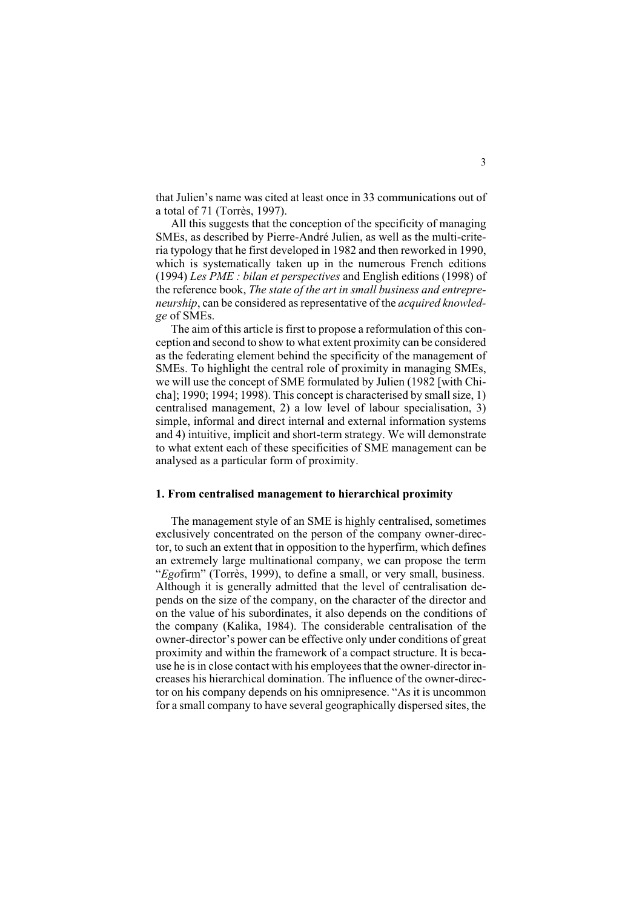that Julien's name was cited at least once in 33 communications out of a total of 71 (Torrès, 1997).

All this suggests that the conception of the specificity of managing SMEs, as described by Pierre-André Julien, as well as the multi-criteria typology that he first developed in 1982 and then reworked in 1990, which is systematically taken up in the numerous French editions (1994) *Les PME : bilan et perspectives* and English editions (1998) of the reference book, *The state of the art in small business and entrepreneurship*, can be considered as representative of the *acquired knowledge* of SMEs.

The aim of this article is first to propose a reformulation of this conception and second to show to what extent proximity can be considered as the federating element behind the specificity of the management of SMEs. To highlight the central role of proximity in managing SMEs, we will use the concept of SME formulated by Julien (1982 [with Chicha]; 1990; 1994; 1998). This concept is characterised by small size, 1) centralised management, 2) a low level of labour specialisation, 3) simple, informal and direct internal and external information systems and 4) intuitive, implicit and short-term strategy. We will demonstrate to what extent each of these specificities of SME management can be analysed as a particular form of proximity.

## 1. From centralised management to hierarchical proximity

The management style of an SME is highly centralised, sometimes exclusively concentrated on the person of the company owner-director, to such an extent that in opposition to the hyperfirm, which defines an extremely large multinational company, we can propose the term "*Ego*firm" (Torrès, 1999), to define a small, or very small, business. Although it is generally admitted that the level of centralisation depends on the size of the company, on the character of the director and on the value of his subordinates, it also depends on the conditions of the company (Kalika, 1984). The considerable centralisation of the owner-director's power can be effective only under conditions of great proximity and within the framework of a compact structure. It is because he is in close contact with his employees that the owner-director increases his hierarchical domination. The influence of the owner-director on his company depends on his omnipresence. "As it is uncommon for a small company to have several geographically dispersed sites, the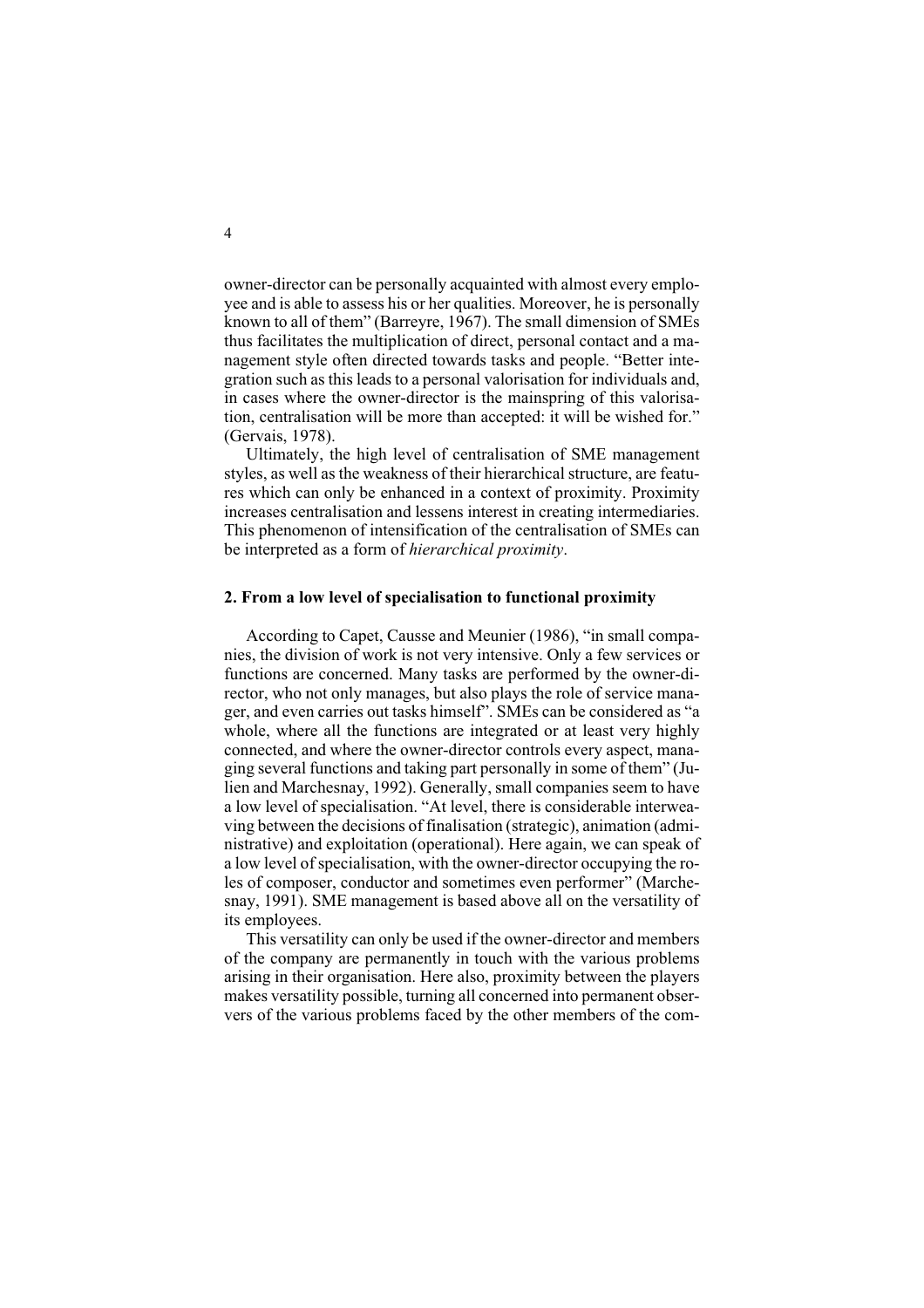owner-director can be personally acquainted with almost every employee and is able to assess his or her qualities. Moreover, he is personally known to all of them" (Barreyre, 1967). The small dimension of SMEs thus facilitates the multiplication of direct, personal contact and a management style often directed towards tasks and people. "Better integration such as this leads to a personal valorisation for individuals and, in cases where the owner-director is the mainspring of this valorisation, centralisation will be more than accepted: it will be wished for." (Gervais, 1978).

Ultimately, the high level of centralisation of SME management styles, as well as the weakness of their hierarchical structure, are features which can only be enhanced in a context of proximity. Proximity increases centralisation and lessens interest in creating intermediaries. This phenomenon of intensification of the centralisation of SMEs can be interpreted as a form of *hierarchical proximity*.

## 2. From a low level of specialisation to functional proximity

According to Capet, Causse and Meunier (1986), "in small companies, the division of work is not very intensive. Only a few services or functions are concerned. Many tasks are performed by the owner-director, who not only manages, but also plays the role of service manager, and even carries out tasks himself". SMEs can be considered as "a whole, where all the functions are integrated or at least very highly connected, and where the owner-director controls every aspect, managing several functions and taking part personally in some of them" (Julien and Marchesnay, 1992). Generally, small companies seem to have a low level of specialisation. "At level, there is considerable interweaving between the decisions of finalisation (strategic), animation (administrative) and exploitation (operational). Here again, we can speak of a low level of specialisation, with the owner-director occupying the roles of composer, conductor and sometimes even performer" (Marchesnay, 1991). SME management is based above all on the versatility of its employees.

This versatility can only be used if the owner-director and members of the company are permanently in touch with the various problems arising in their organisation. Here also, proximity between the players makes versatility possible, turning all concerned into permanent observers of the various problems faced by the other members of the com-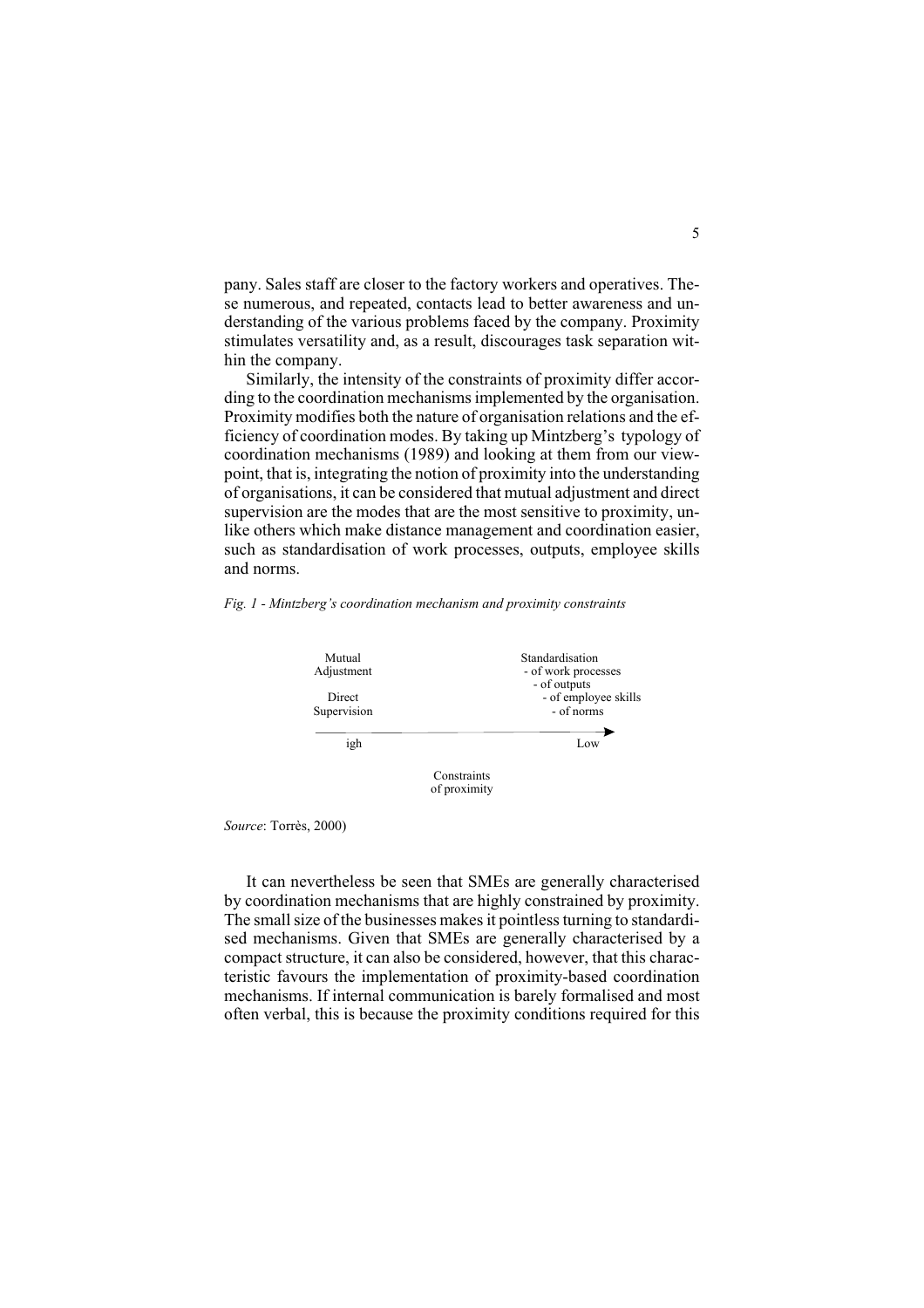pany. Sales staff are closer to the factory workers and operatives. These numerous, and repeated, contacts lead to better awareness and understanding of the various problems faced by the company. Proximity stimulates versatility and, as a result, discourages task separation within the company.

Similarly, the intensity of the constraints of proximity differ according to the coordination mechanisms implemented by the organisation. Proximity modifies both the nature of organisation relations and the efficiency of coordination modes. By taking up Mintzberg's typology of coordination mechanisms (1989) and looking at them from our viewpoint, that is, integrating the notion of proximity into the understanding of organisations, it can be considered that mutual adjustment and direct supervision are the modes that are the most sensitive to proximity, unlike others which make distance management and coordination easier, such as standardisation of work processes, outputs, employee skills and norms.

*Fig. 1 - Mintzberg's coordination mechanism and proximity constraints*

Mutual Adjustment

Direct Supervision

Standardisation
- of work processes
- of outputs
- of employee skills
- of norms

igh → Low

Constraints of proximity

*Source*: Torrès, 2000)

It can nevertheless be seen that SMEs are generally characterised by coordination mechanisms that are highly constrained by proximity. The small size of the businesses makes it pointless turning to standardised mechanisms. Given that SMEs are generally characterised by a compact structure, it can also be considered, however, that this characteristic favours the implementation of proximity-based coordination mechanisms. If internal communication is barely formalised and most often verbal, this is because the proximity conditions required for this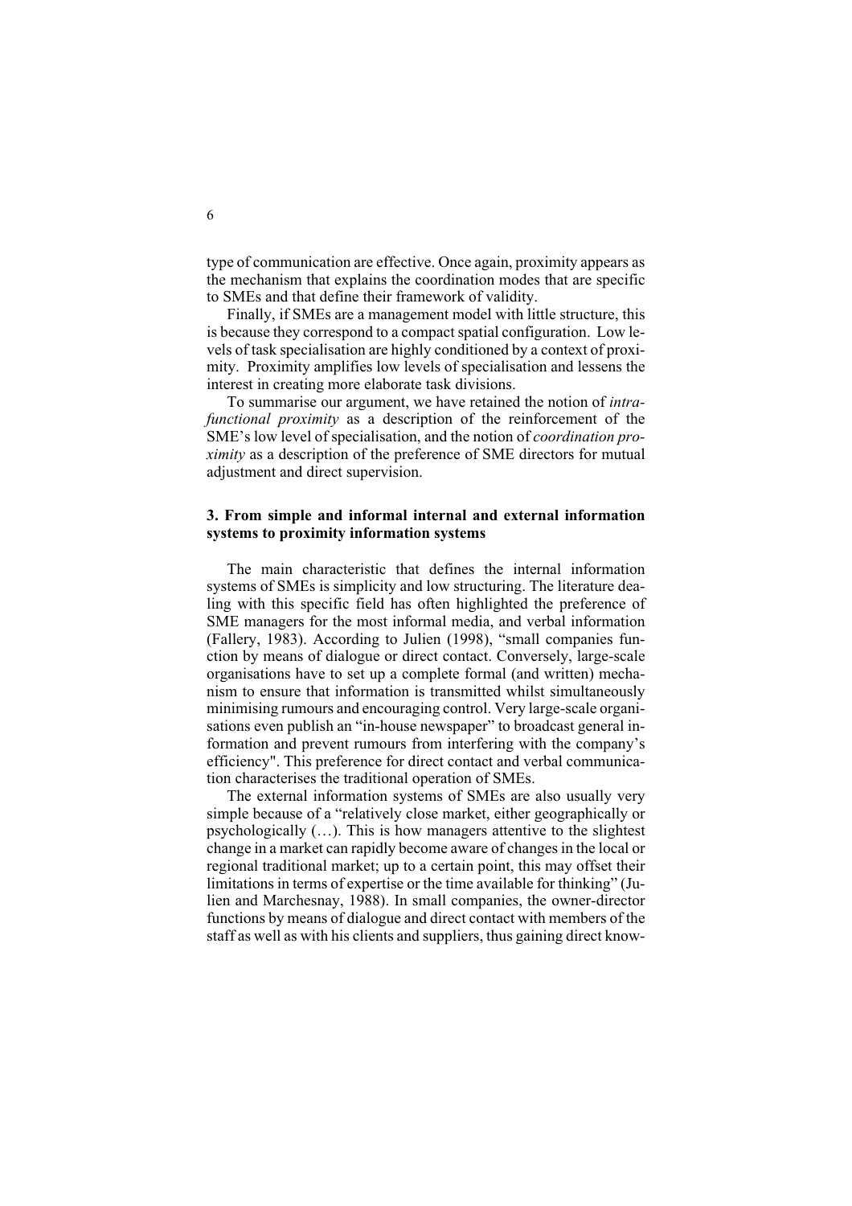type of communication are effective. Once again, proximity appears as the mechanism that explains the coordination modes that are specific to SMEs and that define their framework of validity.

Finally, if SMEs are a management model with little structure, this is because they correspond to a compact spatial configuration. Low levels of task specialisation are highly conditioned by a context of proximity. Proximity amplifies low levels of specialisation and lessens the interest in creating more elaborate task divisions.

To summarise our argument, we have retained the notion of *intra-functional proximity* as a description of the reinforcement of the SME's low level of specialisation, and the notion of *coordination proximity* as a description of the preference of SME directors for mutual adjustment and direct supervision.

### 3. From simple and informal internal and external information systems to proximity information systems

The main characteristic that defines the internal information systems of SMEs is simplicity and low structuring. The literature dealing with this specific field has often highlighted the preference of SME managers for the most informal media, and verbal information (Fallery, 1983). According to Julien (1998), "small companies function by means of dialogue or direct contact. Conversely, large-scale organisations have to set up a complete formal (and written) mechanism to ensure that information is transmitted whilst simultaneously minimising rumours and encouraging control. Very large-scale organisations even publish an "in-house newspaper" to broadcast general information and prevent rumours from interfering with the company's efficiency". This preference for direct contact and verbal communication characterises the traditional operation of SMEs.

The external information systems of SMEs are also usually very simple because of a "relatively close market, either geographically or psychologically (…). This is how managers attentive to the slightest change in a market can rapidly become aware of changes in the local or regional traditional market; up to a certain point, this may offset their limitations in terms of expertise or the time available for thinking" (Julien and Marchesnay, 1988). In small companies, the owner-director functions by means of dialogue and direct contact with members of the staff as well as with his clients and suppliers, thus gaining direct know-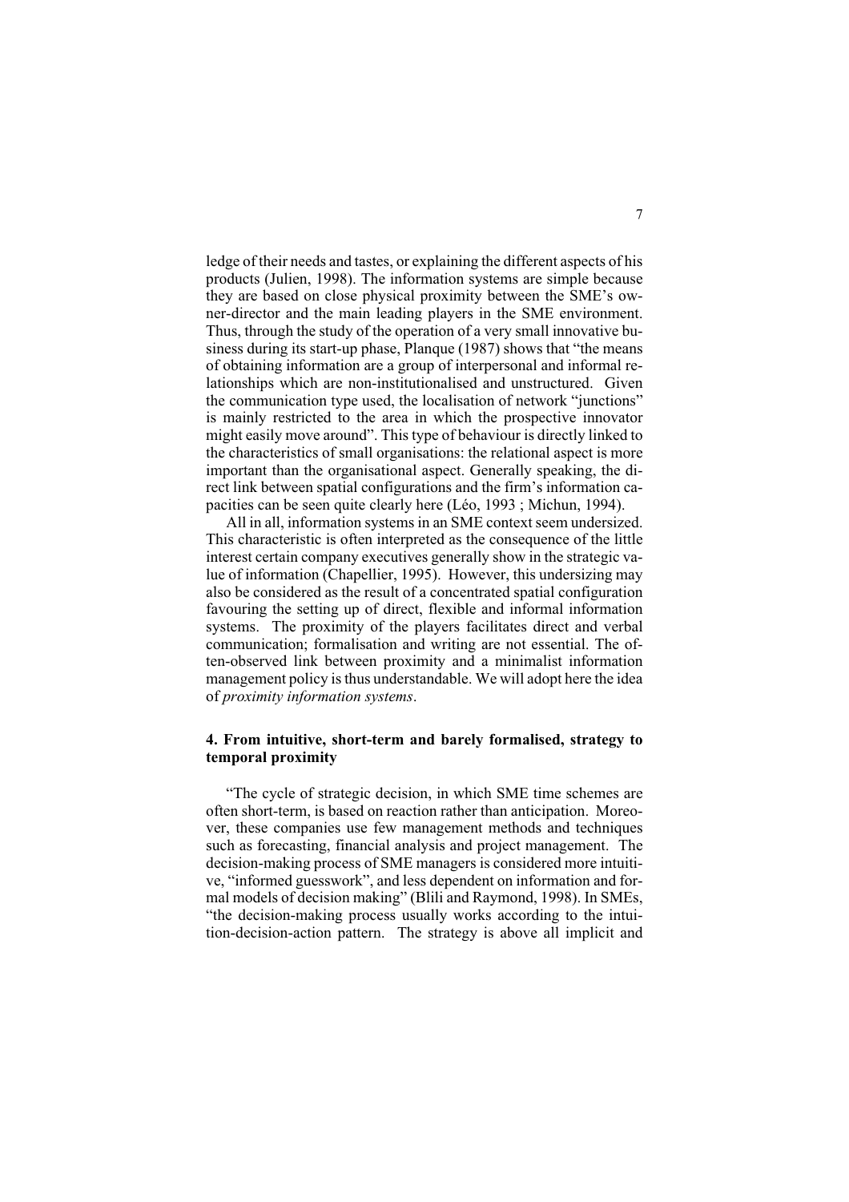ledge of their needs and tastes, or explaining the different aspects of his products (Julien, 1998). The information systems are simple because they are based on close physical proximity between the SME's owner-director and the main leading players in the SME environment. Thus, through the study of the operation of a very small innovative business during its start-up phase, Planque (1987) shows that "the means of obtaining information are a group of interpersonal and informal relationships which are non-institutionalised and unstructured. Given the communication type used, the localisation of network "junctions" is mainly restricted to the area in which the prospective innovator might easily move around". This type of behaviour is directly linked to the characteristics of small organisations: the relational aspect is more important than the organisational aspect. Generally speaking, the direct link between spatial configurations and the firm's information capacities can be seen quite clearly here (Léo, 1993 ; Michun, 1994).

All in all, information systems in an SME context seem undersized. This characteristic is often interpreted as the consequence of the little interest certain company executives generally show in the strategic value of information (Chapellier, 1995). However, this undersizing may also be considered as the result of a concentrated spatial configuration favouring the setting up of direct, flexible and informal information systems. The proximity of the players facilitates direct and verbal communication; formalisation and writing are not essential. The often-observed link between proximity and a minimalist information management policy is thus understandable. We will adopt here the idea of *proximity information systems*.

### 4. From intuitive, short-term and barely formalised, strategy to temporal proximity

"The cycle of strategic decision, in which SME time schemes are often short-term, is based on reaction rather than anticipation. Moreover, these companies use few management methods and techniques such as forecasting, financial analysis and project management. The decision-making process of SME managers is considered more intuitive, "informed guesswork", and less dependent on information and formal models of decision making" (Blili and Raymond, 1998). In SMEs, "the decision-making process usually works according to the intuition-decision-action pattern. The strategy is above all implicit and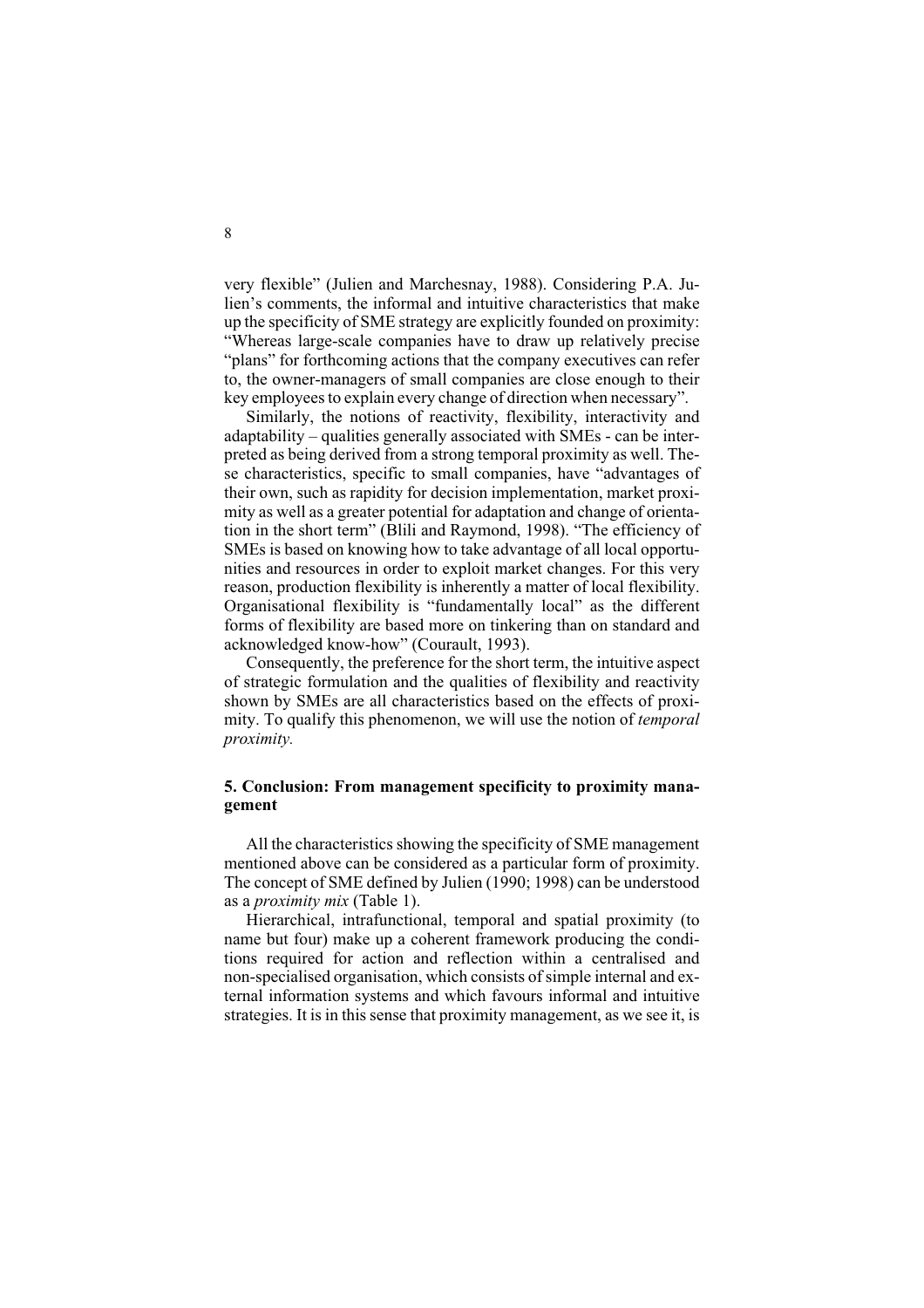very flexible" (Julien and Marchesnay, 1988). Considering P.A. Julien's comments, the informal and intuitive characteristics that make up the specificity of SME strategy are explicitly founded on proximity: "Whereas large-scale companies have to draw up relatively precise "plans" for forthcoming actions that the company executives can refer to, the owner-managers of small companies are close enough to their key employees to explain every change of direction when necessary".

Similarly, the notions of reactivity, flexibility, interactivity and adaptability – qualities generally associated with SMEs - can be interpreted as being derived from a strong temporal proximity as well. These characteristics, specific to small companies, have "advantages of their own, such as rapidity for decision implementation, market proximity as well as a greater potential for adaptation and change of orientation in the short term" (Blili and Raymond, 1998). "The efficiency of SMEs is based on knowing how to take advantage of all local opportunities and resources in order to exploit market changes. For this very reason, production flexibility is inherently a matter of local flexibility. Organisational flexibility is "fundamentally local" as the different forms of flexibility are based more on tinkering than on standard and acknowledged know-how" (Courault, 1993).

Consequently, the preference for the short term, the intuitive aspect of strategic formulation and the qualities of flexibility and reactivity shown by SMEs are all characteristics based on the effects of proximity. To qualify this phenomenon, we will use the notion of *temporal proximity.*

## 5. Conclusion: From management specificity to proximity management

All the characteristics showing the specificity of SME management mentioned above can be considered as a particular form of proximity. The concept of SME defined by Julien (1990; 1998) can be understood as a *proximity mix* (Table 1).

Hierarchical, intrafunctional, temporal and spatial proximity (to name but four) make up a coherent framework producing the conditions required for action and reflection within a centralised and non-specialised organisation, which consists of simple internal and external information systems and which favours informal and intuitive strategies. It is in this sense that proximity management, as we see it, is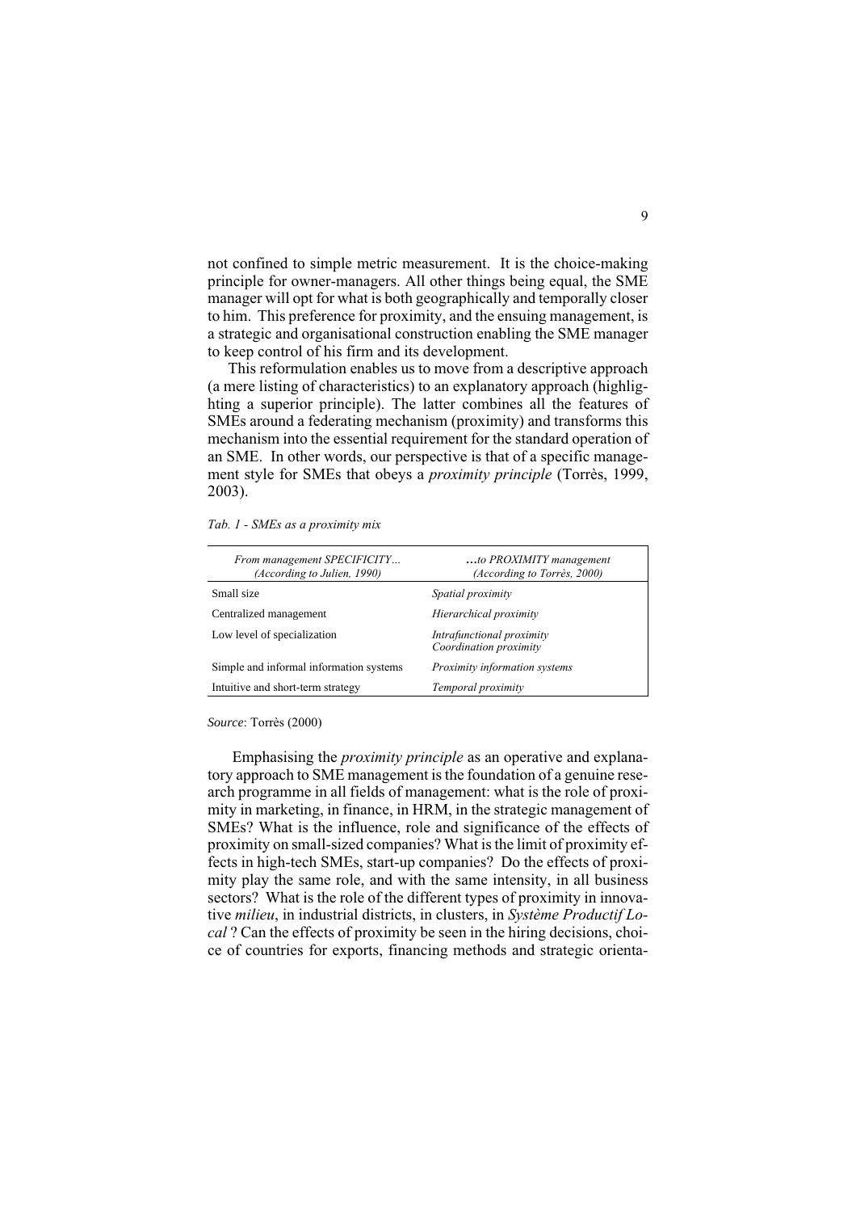not confined to simple metric measurement. It is the choice-making principle for owner-managers. All other things being equal, the SME manager will opt for what is both geographically and temporally closer to him. This preference for proximity, and the ensuing management, is a strategic and organisational construction enabling the SME manager to keep control of his firm and its development.

This reformulation enables us to move from a descriptive approach (a mere listing of characteristics) to an explanatory approach (highlighting a superior principle). The latter combines all the features of SMEs around a federating mechanism (proximity) and transforms this mechanism into the essential requirement for the standard operation of an SME. In other words, our perspective is that of a specific management style for SMEs that obeys a *proximity principle* (Torrès, 1999, 2003).

*Tab. 1 - SMEs as a proximity mix*

| *From management SPECIFICITY… (According to Julien, 1990)* | *…to PROXIMITY management (According to Torrès, 2000)* |
|---|---|
| Small size | *Spatial proximity* |
| Centralized management | *Hierarchical proximity* |
| Low level of specialization | *Intrafunctional proximity*<br>*Coordination proximity* |
| Simple and informal information systems | *Proximity information systems* |
| Intuitive and short-term strategy | *Temporal proximity* |

*Source*: Torrès (2000)

Emphasising the *proximity principle* as an operative and explanatory approach to SME management is the foundation of a genuine research programme in all fields of management: what is the role of proximity in marketing, in finance, in HRM, in the strategic management of SMEs? What is the influence, role and significance of the effects of proximity on small-sized companies? What is the limit of proximity effects in high-tech SMEs, start-up companies? Do the effects of proximity play the same role, and with the same intensity, in all business sectors? What is the role of the different types of proximity in innovative *milieu*, in industrial districts, in clusters, in *Système Productif Local* ? Can the effects of proximity be seen in the hiring decisions, choice of countries for exports, financing methods and strategic orienta-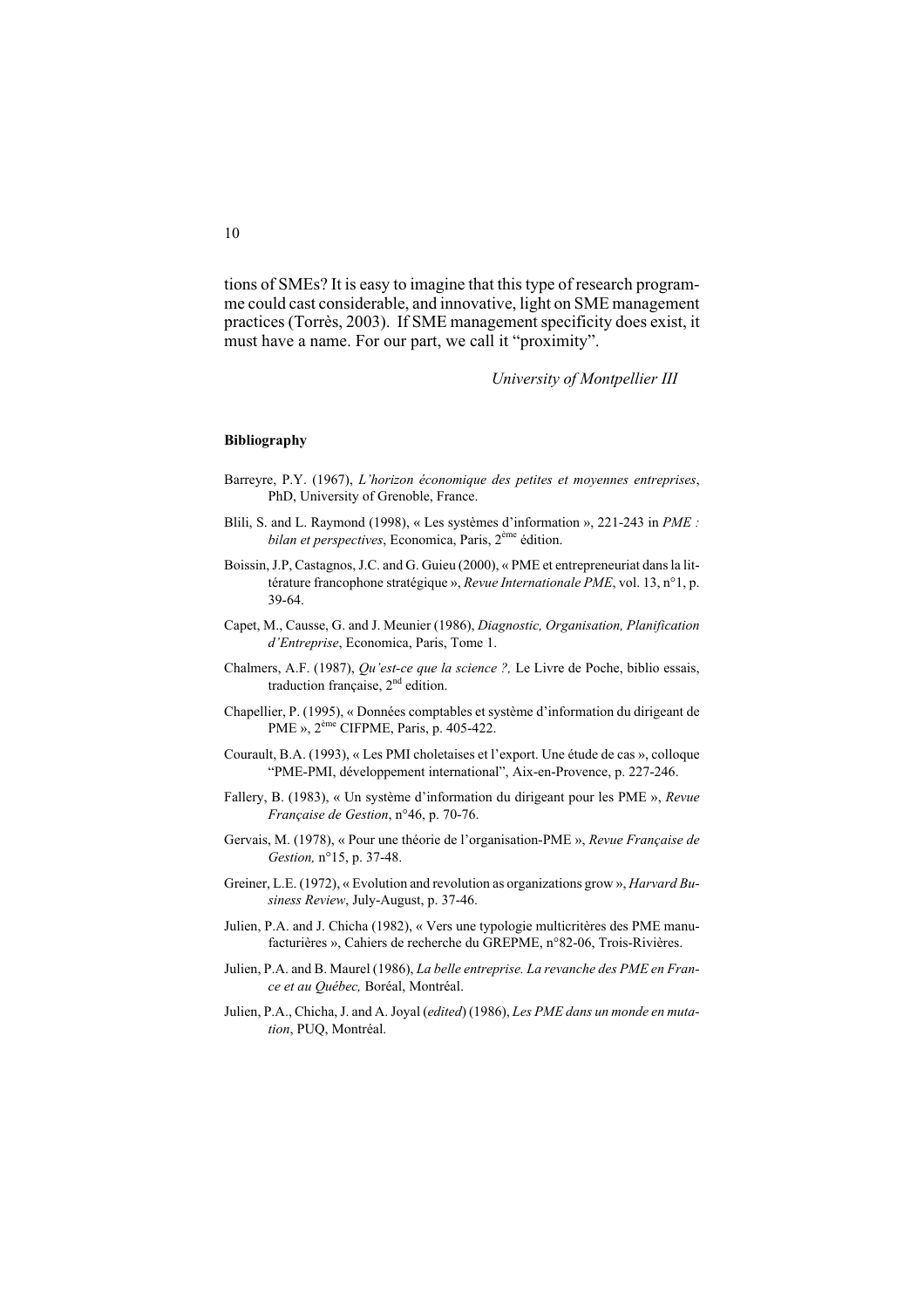tions of SMEs? It is easy to imagine that this type of research programme could cast considerable, and innovative, light on SME management practices (Torrès, 2003). If SME management specificity does exist, it must have a name. For our part, we call it "proximity".

*University of Montpellier III*

#### Bibliography

Barreyre, P.Y. (1967), *L'horizon économique des petites et moyennes entreprises*, PhD, University of Grenoble, France.

Blili, S. and L. Raymond (1998), « Les systèmes d'information », 221-243 in *PME : bilan et perspectives*, Economica, Paris, 2ème édition.

Boissin, J.P, Castagnos, J.C. and G. Guieu (2000), « PME et entrepreneuriat dans la littérature francophone stratégique », *Revue Internationale PME*, vol. 13, n°1, p. 39-64.

Capet, M., Causse, G. and J. Meunier (1986), *Diagnostic, Organisation, Planification d'Entreprise*, Economica, Paris, Tome 1.

Chalmers, A.F. (1987), *Qu'est-ce que la science ?,* Le Livre de Poche, biblio essais, traduction française, 2nd edition.

Chapellier, P. (1995), « Données comptables et système d'information du dirigeant de PME », 2ème CIFPME, Paris, p. 405-422.

Courault, B.A. (1993), « Les PMI choletaises et l'export. Une étude de cas », colloque "PME-PMI, développement international", Aix-en-Provence, p. 227-246.

Fallery, B. (1983), « Un système d'information du dirigeant pour les PME », *Revue Française de Gestion*, n°46, p. 70-76.

Gervais, M. (1978), « Pour une théorie de l'organisation-PME », *Revue Française de Gestion,* n°15, p. 37-48.

Greiner, L.E. (1972), « Evolution and revolution as organizations grow », *Harvard Business Review*, July-August, p. 37-46.

Julien, P.A. and J. Chicha (1982), « Vers une typologie multicritères des PME manufacturières », Cahiers de recherche du GREPME, n°82-06, Trois-Rivières.

Julien, P.A. and B. Maurel (1986), *La belle entreprise. La revanche des PME en France et au Québec,* Boréal, Montréal.

Julien, P.A., Chicha, J. and A. Joyal (*edited*) (1986), *Les PME dans un monde en mutation*, PUQ, Montréal.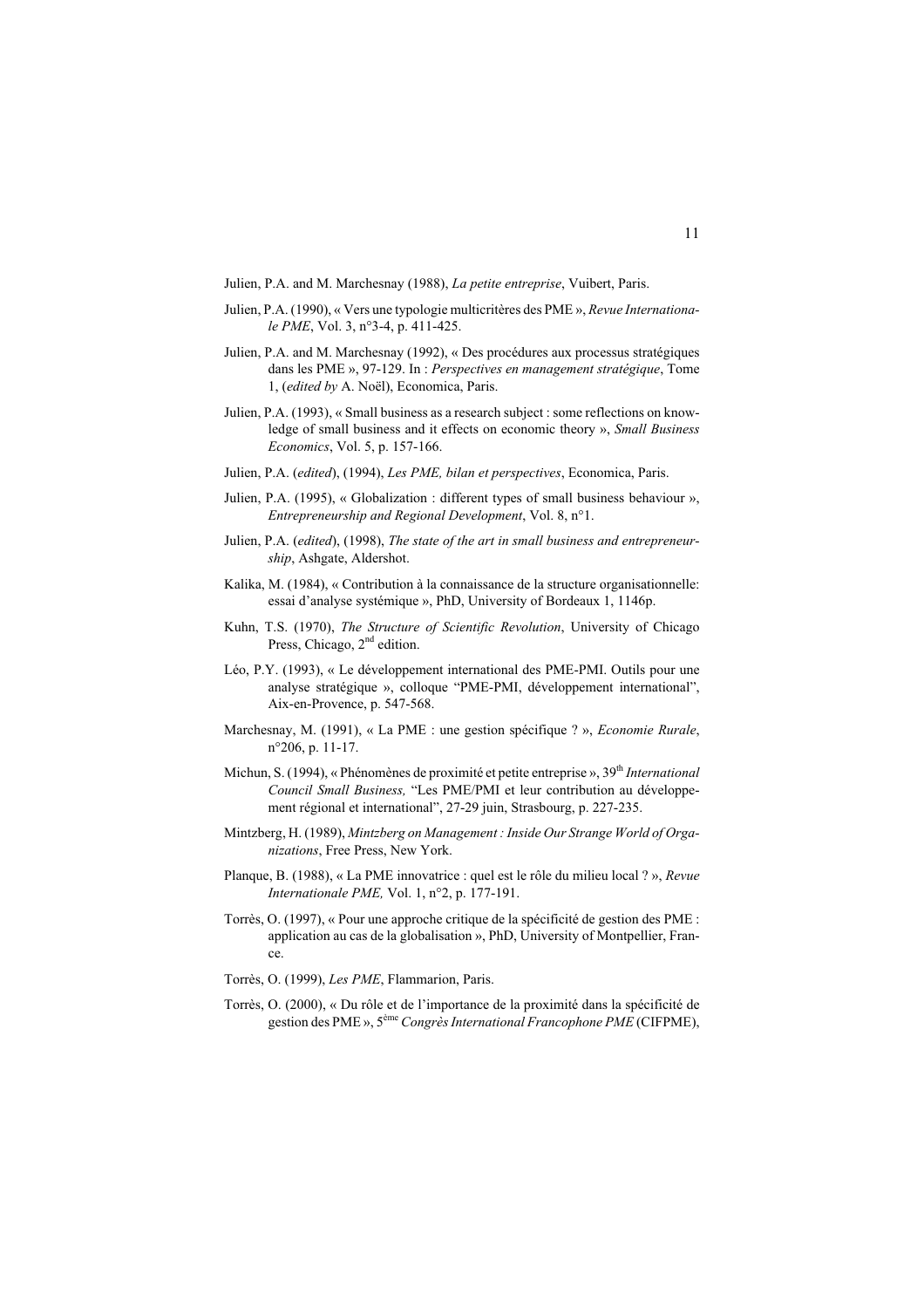Julien, P.A. and M. Marchesnay (1988), *La petite entreprise*, Vuibert, Paris.

Julien, P.A. (1990), « Vers une typologie multicritères des PME », *Revue Internationale PME*, Vol. 3, n°3-4, p. 411-425.

Julien, P.A. and M. Marchesnay (1992), « Des procédures aux processus stratégiques dans les PME », 97-129. In : *Perspectives en management stratégique*, Tome 1, (*edited by* A. Noël), Economica, Paris.

Julien, P.A. (1993), « Small business as a research subject : some reflections on knowledge of small business and it effects on economic theory », *Small Business Economics*, Vol. 5, p. 157-166.

Julien, P.A. (*edited*), (1994), *Les PME, bilan et perspectives*, Economica, Paris.

Julien, P.A. (1995), « Globalization : different types of small business behaviour », *Entrepreneurship and Regional Development*, Vol. 8, n°1.

Julien, P.A. (*edited*), (1998), *The state of the art in small business and entrepreneurship*, Ashgate, Aldershot.

Kalika, M. (1984), « Contribution à la connaissance de la structure organisationnelle: essai d'analyse systémique », PhD, University of Bordeaux 1, 1146p.

Kuhn, T.S. (1970), *The Structure of Scientific Revolution*, University of Chicago Press, Chicago, 2nd edition.

Léo, P.Y. (1993), « Le développement international des PME-PMI. Outils pour une analyse stratégique », colloque "PME-PMI, développement international", Aix-en-Provence, p. 547-568.

Marchesnay, M. (1991), « La PME : une gestion spécifique ? », *Economie Rurale*, n°206, p. 11-17.

Michun, S. (1994), « Phénomènes de proximité et petite entreprise », 39th *International Council Small Business,* "Les PME/PMI et leur contribution au développement régional et international", 27-29 juin, Strasbourg, p. 227-235.

Mintzberg, H. (1989), *Mintzberg on Management : Inside Our Strange World of Organizations*, Free Press, New York.

Planque, B. (1988), « La PME innovatrice : quel est le rôle du milieu local ? », *Revue Internationale PME,* Vol. 1, n°2, p. 177-191.

Torrès, O. (1997), « Pour une approche critique de la spécificité de gestion des PME : application au cas de la globalisation », PhD, University of Montpellier, France.

Torrès, O. (1999), *Les PME*, Flammarion, Paris.

Torrès, O. (2000), « Du rôle et de l'importance de la proximité dans la spécificité de gestion des PME », 5ème *Congrès International Francophone PME* (CIFPME),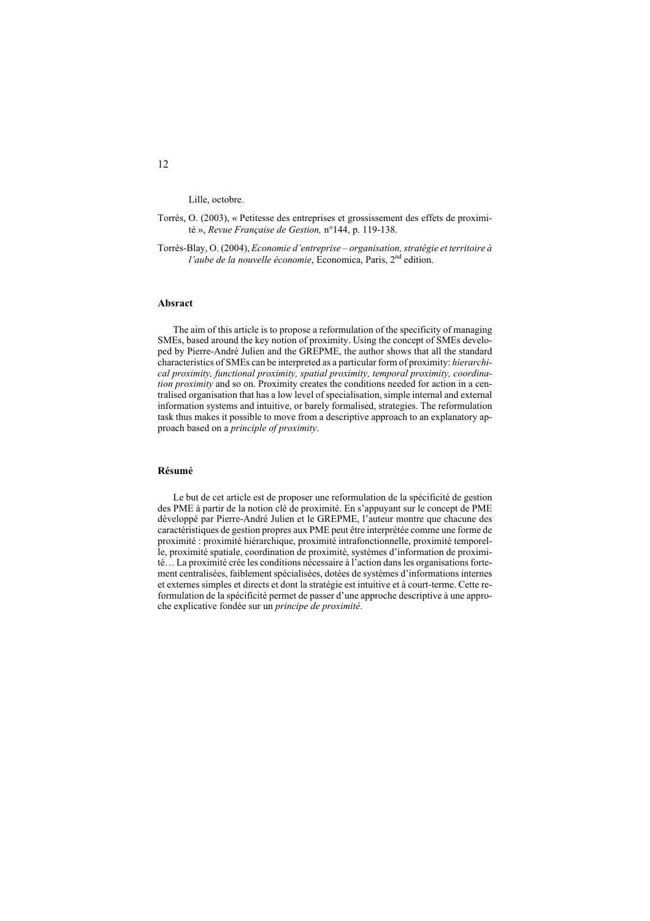Lille, octobre.

Torrès, O. (2003), « Petitesse des entreprises et grossissement des effets de proximité », *Revue Française de Gestion,* n°144, p. 119-138.

Torrès-Blay, O. (2004), *Economie d'entreprise – organisation, stratégie et territoire à l'aube de la nouvelle économie*, Economica, Paris, 2nd edition.

#### Absract

The aim of this article is to propose a reformulation of the specificity of managing SMEs, based around the key notion of proximity. Using the concept of SMEs developed by Pierre-André Julien and the GREPME, the author shows that all the standard characteristics of SMEs can be interpreted as a particular form of proximity: *hierarchical proximity, functional proximity, spatial proximity, temporal proximity, coordination proximity* and so on. Proximity creates the conditions needed for action in a centralised organisation that has a low level of specialisation, simple internal and external information systems and intuitive, or barely formalised, strategies. The reformulation task thus makes it possible to move from a descriptive approach to an explanatory approach based on a *principle of proximity*.

#### Résumé

Le but de cet article est de proposer une reformulation de la spécificité de gestion des PME à partir de la notion clé de proximité. En s'appuyant sur le concept de PME développé par Pierre-André Julien et le GREPME, l'auteur montre que chacune des caractéristiques de gestion propres aux PME peut être interprétée comme une forme de proximité : proximité hiérarchique, proximité intrafonctionnelle, proximité temporelle, proximité spatiale, coordination de proximité, systèmes d'information de proximité… La proximité crée les conditions nécessaire à l'action dans les organisations fortement centralisées, faiblement spécialisées, dotées de systèmes d'informations internes et externes simples et directs et dont la stratégie est intuitive et à court-terme. Cette reformulation de la spécificité permet de passer d'une approche descriptive à une approche explicative fondée sur un *principe de proximité*.